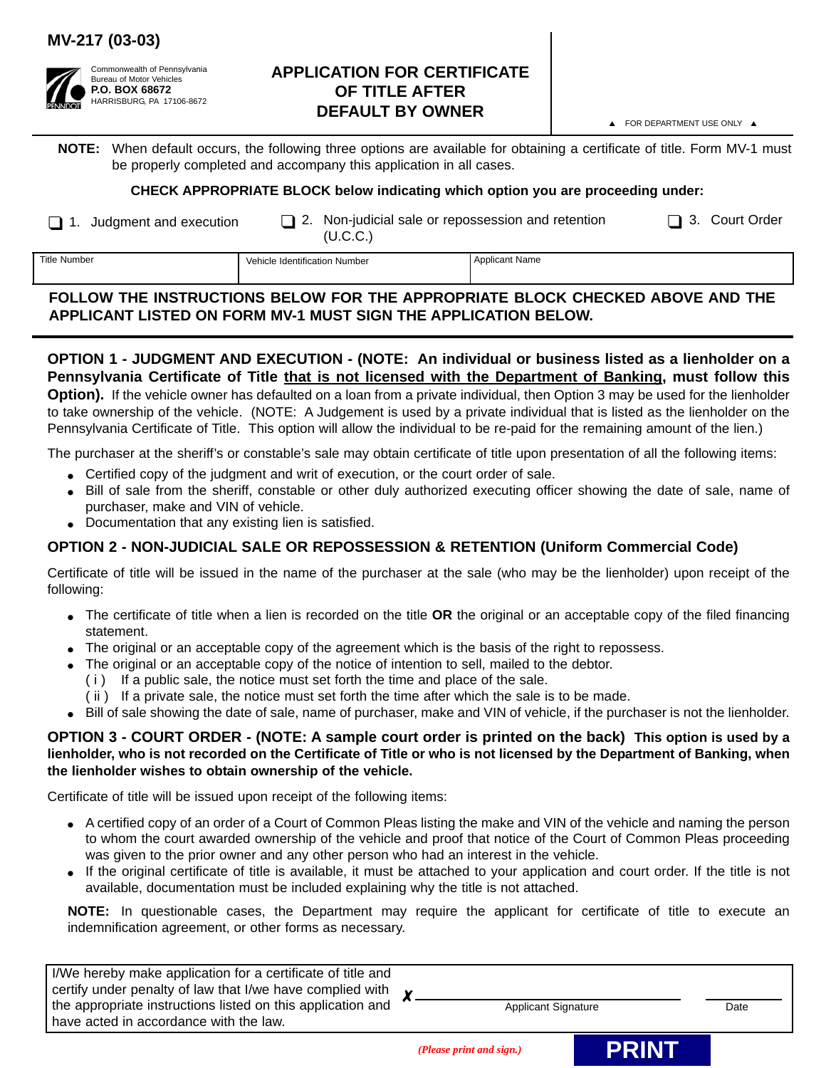MV-217 (03-03)

Commonwealth of Pennsylvania
Bureau of Motor Vehicles
**P.O. BOX 68672**
HARRISBURG, PA 17106-8672

# APPLICATION FOR CERTIFICATE OF TITLE AFTER DEFAULT BY OWNER

▲ FOR DEPARTMENT USE ONLY ▲

**NOTE:** When default occurs, the following three options are available for obtaining a certificate of title. Form MV-1 must be properly completed and accompany this application in all cases.

**CHECK APPROPRIATE BLOCK below indicating which option you are proceeding under:**

❑ 1. Judgment and execution ❑ 2. Non-judicial sale or repossession and retention (U.C.C.) ❑ 3. Court Order

| Title Number | Vehicle Identification Number | Applicant Name |
|---|---|---|
| | | |

**FOLLOW THE INSTRUCTIONS BELOW FOR THE APPROPRIATE BLOCK CHECKED ABOVE AND THE APPLICANT LISTED ON FORM MV-1 MUST SIGN THE APPLICATION BELOW.**

**OPTION 1 - JUDGMENT AND EXECUTION - (NOTE: An individual or business listed as a lienholder on a Pennsylvania Certificate of Title that is not licensed with the Department of Banking, must follow this Option).** If the vehicle owner has defaulted on a loan from a private individual, then Option 3 may be used for the lienholder to take ownership of the vehicle. (NOTE: A Judgement is used by a private individual that is listed as the lienholder on the Pennsylvania Certificate of Title. This option will allow the individual to be re-paid for the remaining amount of the lien.)

The purchaser at the sheriff's or constable's sale may obtain certificate of title upon presentation of all the following items:

- Certified copy of the judgment and writ of execution, or the court order of sale.
- Bill of sale from the sheriff, constable or other duly authorized executing officer showing the date of sale, name of purchaser, make and VIN of vehicle.
- Documentation that any existing lien is satisfied.

**OPTION 2 - NON-JUDICIAL SALE OR REPOSSESSION & RETENTION (Uniform Commercial Code)**

Certificate of title will be issued in the name of the purchaser at the sale (who may be the lienholder) upon receipt of the following:

- The certificate of title when a lien is recorded on the title **OR** the original or an acceptable copy of the filed financing statement.
- The original or an acceptable copy of the agreement which is the basis of the right to repossess.
- The original or an acceptable copy of the notice of intention to sell, mailed to the debtor.
  - ( i ) If a public sale, the notice must set forth the time and place of the sale.
  - ( ii ) If a private sale, the notice must set forth the time after which the sale is to be made.
- Bill of sale showing the date of sale, name of purchaser, make and VIN of vehicle, if the purchaser is not the lienholder.

**OPTION 3 - COURT ORDER - (NOTE: A sample court order is printed on the back) This option is used by a lienholder, who is not recorded on the Certificate of Title or who is not licensed by the Department of Banking, when the lienholder wishes to obtain ownership of the vehicle.**

Certificate of title will be issued upon receipt of the following items:

- A certified copy of an order of a Court of Common Pleas listing the make and VIN of the vehicle and naming the person to whom the court awarded ownership of the vehicle and proof that notice of the Court of Common Pleas proceeding was given to the prior owner and any other person who had an interest in the vehicle.
- If the original certificate of title is available, it must be attached to your application and court order. If the title is not available, documentation must be included explaining why the title is not attached.

**NOTE:** In questionable cases, the Department may require the applicant for certificate of title to execute an indemnification agreement, or other forms as necessary.

I/We hereby make application for a certificate of title and certify under penalty of law that I/we have complied with the appropriate instructions listed on this application and have acted in accordance with the law.

✗ ______________________________ Applicant Signature ____________ Date

*(Please print and sign.)*

PRINT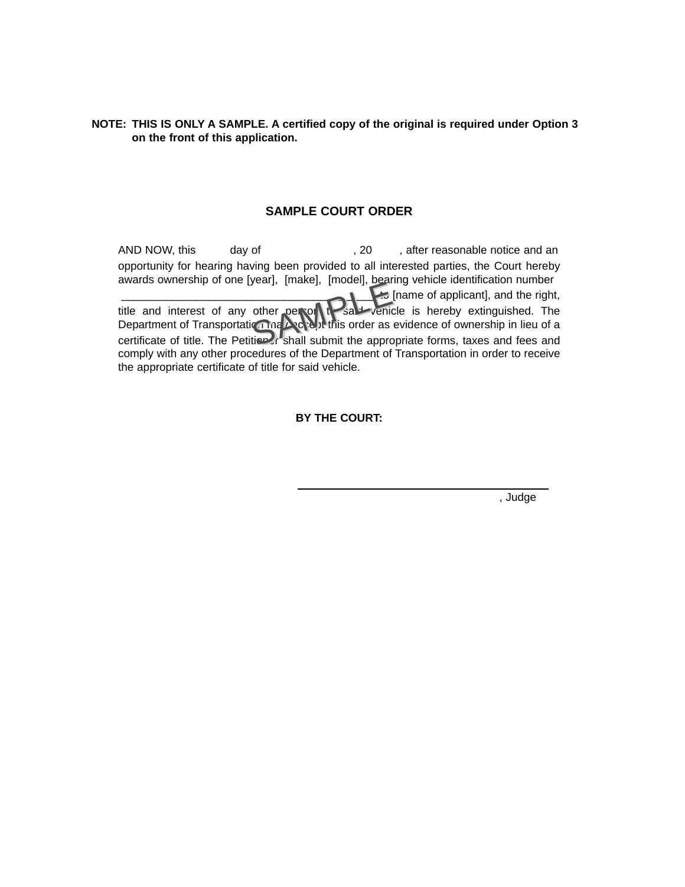**NOTE: THIS IS ONLY A SAMPLE. A certified copy of the original is required under Option 3 on the front of this application.**

## SAMPLE COURT ORDER

AND NOW, this ______ day of ________________, 20 ____, after reasonable notice and an opportunity for hearing having been provided to all interested parties, the Court hereby awards ownership of one [year], [make], [model], bearing vehicle identification number ________________________________________ to [name of applicant], and the right, title and interest of any other person to said vehicle is hereby extinguished. The Department of Transportation may accept this order as evidence of ownership in lieu of a certificate of title. The Petitioner shall submit the appropriate forms, taxes and fees and comply with any other procedures of the Department of Transportation in order to receive the appropriate certificate of title for said vehicle.

SAMPLE

**BY THE COURT:**

________________________________________, Judge